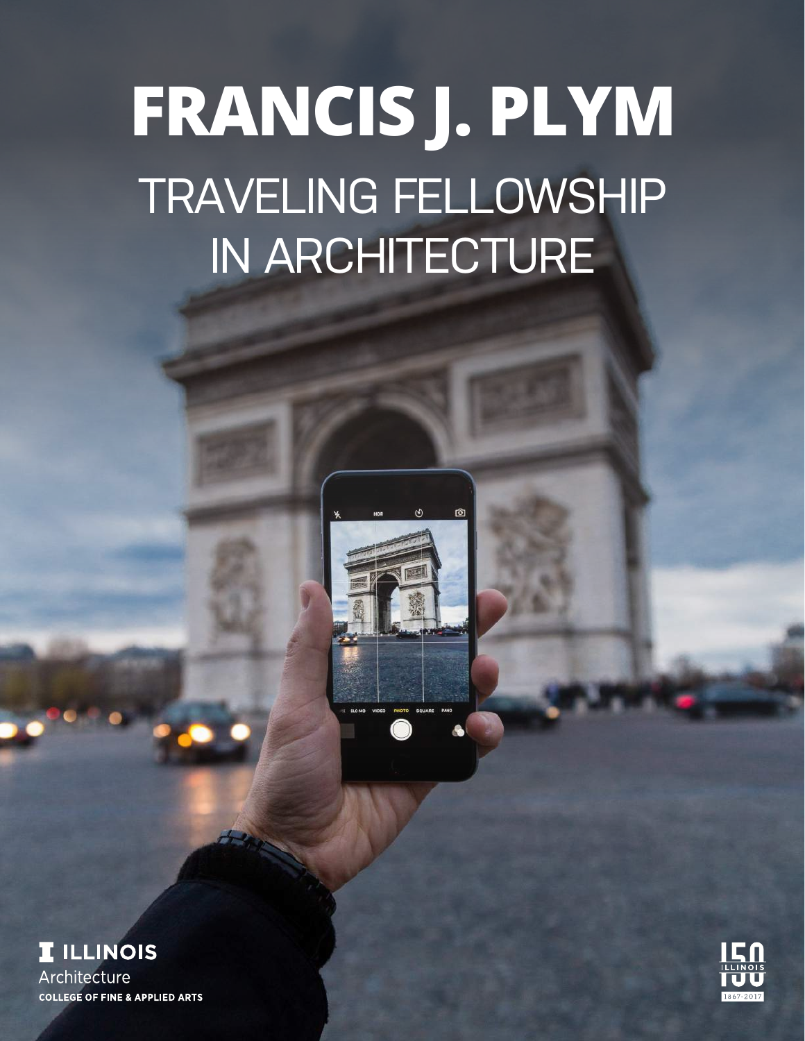# FRANCIS J. PLYM

## TRAVELING FELLOWSHIP IN ARCHITECTURE

ILLINOIS
Architecture
COLLEGE OF FINE & APPLIED ARTS

150 ILLINOIS 1867-2017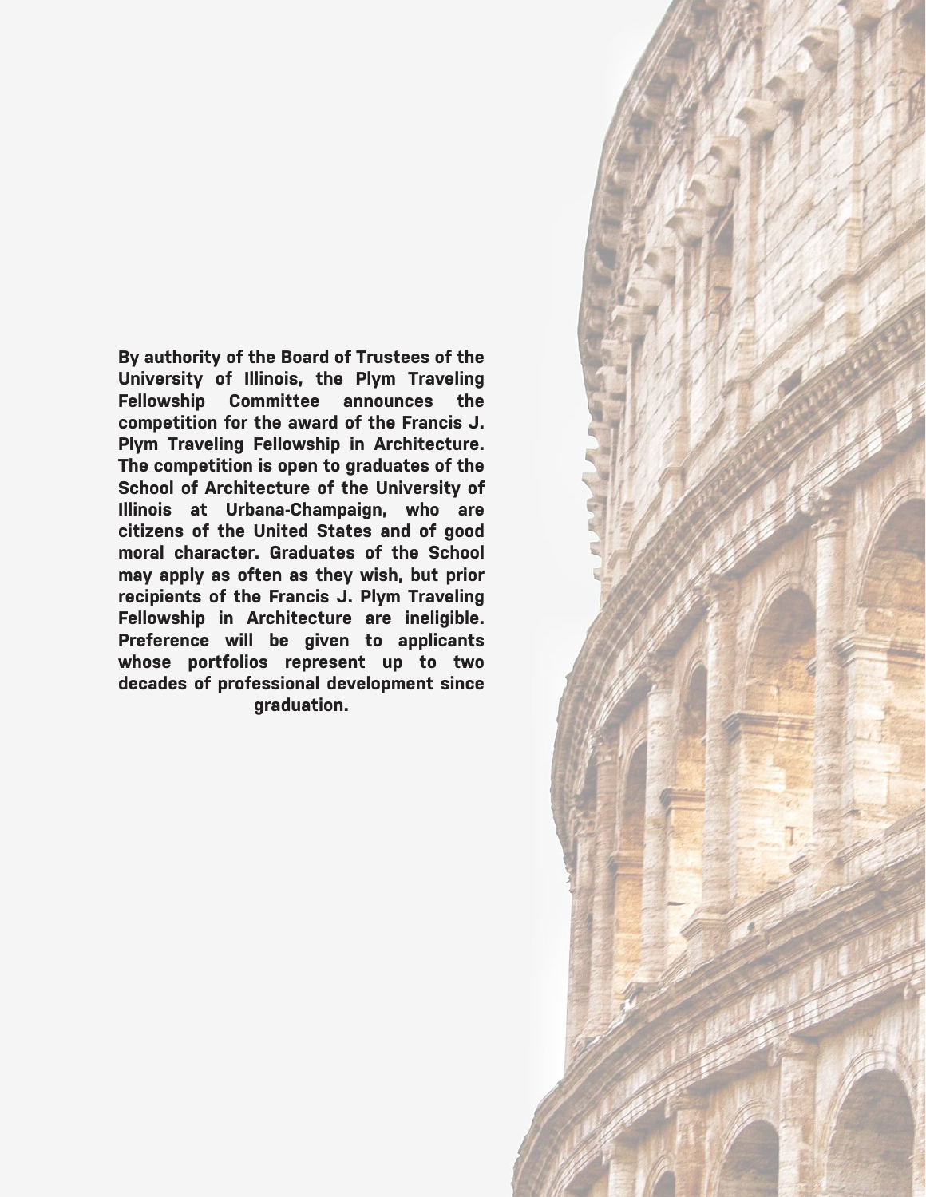**By authority of the Board of Trustees of the University of Illinois, the Plym Traveling Fellowship Committee announces the competition for the award of the Francis J. Plym Traveling Fellowship in Architecture. The competition is open to graduates of the School of Architecture of the University of Illinois at Urbana-Champaign, who are citizens of the United States and of good moral character. Graduates of the School may apply as often as they wish, but prior recipients of the Francis J. Plym Traveling Fellowship in Architecture are ineligible. Preference will be given to applicants whose portfolios represent up to two decades of professional development since graduation.**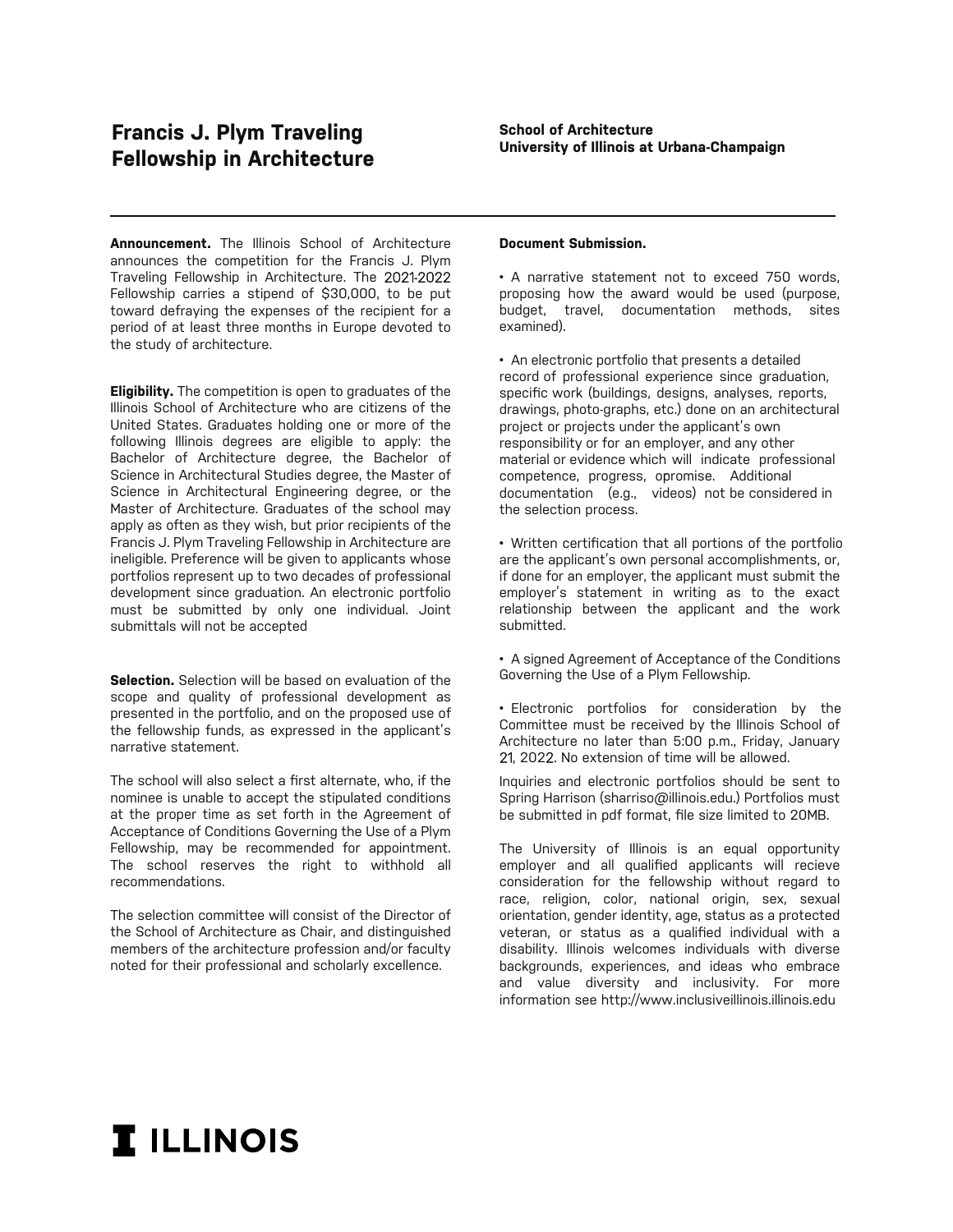# Francis J. Plym Traveling Fellowship in Architecture

**School of Architecture**
**University of Illinois at Urbana-Champaign**

**Announcement.** The Illinois School of Architecture announces the competition for the Francis J. Plym Traveling Fellowship in Architecture. The 2021-2022 Fellowship carries a stipend of $30,000, to be put toward defraying the expenses of the recipient for a period of at least three months in Europe devoted to the study of architecture.

**Eligibility.** The competition is open to graduates of the Illinois School of Architecture who are citizens of the United States. Graduates holding one or more of the following Illinois degrees are eligible to apply: the Bachelor of Architecture degree, the Bachelor of Science in Architectural Studies degree, the Master of Science in Architectural Engineering degree, or the Master of Architecture. Graduates of the school may apply as often as they wish, but prior recipients of the Francis J. Plym Traveling Fellowship in Architecture are ineligible. Preference will be given to applicants whose portfolios represent up to two decades of professional development since graduation. An electronic portfolio must be submitted by only one individual. Joint submittals will not be accepted

**Selection.** Selection will be based on evaluation of the scope and quality of professional development as presented in the portfolio, and on the proposed use of the fellowship funds, as expressed in the applicant's narrative statement.

The school will also select a first alternate, who, if the nominee is unable to accept the stipulated conditions at the proper time as set forth in the Agreement of Acceptance of Conditions Governing the Use of a Plym Fellowship, may be recommended for appointment. The school reserves the right to withhold all recommendations.

The selection committee will consist of the Director of the School of Architecture as Chair, and distinguished members of the architecture profession and/or faculty noted for their professional and scholarly excellence.

**Document Submission.**

- A narrative statement not to exceed 750 words, proposing how the award would be used (purpose, budget, travel, documentation methods, sites examined).

- An electronic portfolio that presents a detailed record of professional experience since graduation, specific work (buildings, designs, analyses, reports, drawings, photo-graphs, etc.) done on an architectural project or projects under the applicant's own responsibility or for an employer, and any other material or evidence which will indicate professional competence, progress, opromise. Additional documentation (e.g., videos) not be considered in the selection process.

- Written certification that all portions of the portfolio are the applicant's own personal accomplishments, or, if done for an employer, the applicant must submit the employer's statement in writing as to the exact relationship between the applicant and the work submitted.

- A signed Agreement of Acceptance of the Conditions Governing the Use of a Plym Fellowship.

- Electronic portfolios for consideration by the Committee must be received by the Illinois School of Architecture no later than 5:00 p.m., Friday, January 21, 2022. No extension of time will be allowed.

Inquiries and electronic portfolios should be sent to Spring Harrison (sharriso@illinois.edu.) Portfolios must be submitted in pdf format, file size limited to 20MB.

The University of Illinois is an equal opportunity employer and all qualified applicants will recieve consideration for the fellowship without regard to race, religion, color, national origin, sex, sexual orientation, gender identity, age, status as a protected veteran, or status as a qualified individual with a disability. Illinois welcomes individuals with diverse backgrounds, experiences, and ideas who embrace and value diversity and inclusivity. For more information see http://www.inclusiveillinois.illinois.edu

I ILLINOIS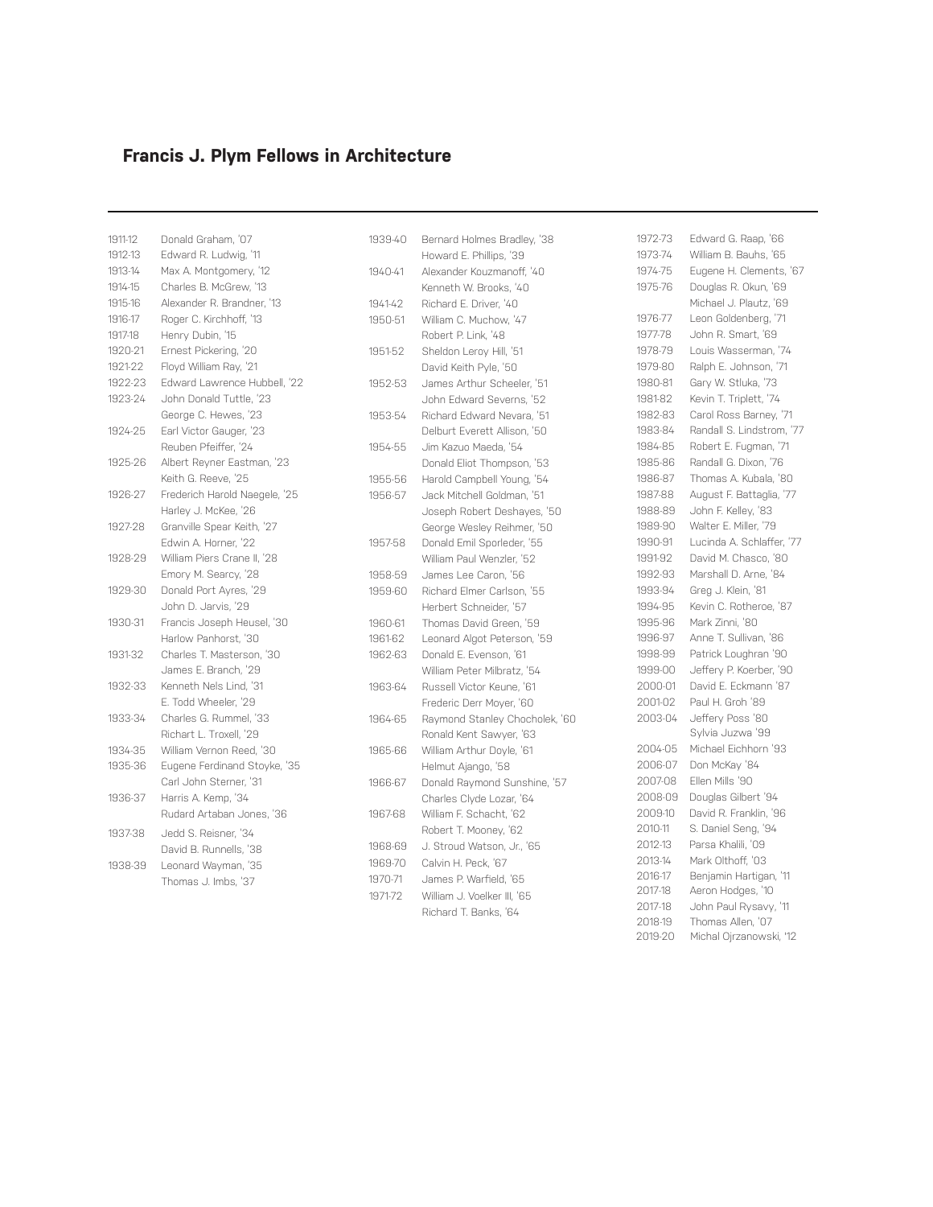# Francis J. Plym Fellows in Architecture

| Year | Fellow |
|---|---|
| 1911-12 | Donald Graham, '07 |
| 1912-13 | Edward R. Ludwig, '11 |
| 1913-14 | Max A. Montgomery, '12 |
| 1914-15 | Charles B. McGrew, '13 |
| 1915-16 | Alexander R. Brandner, '13 |
| 1916-17 | Roger C. Kirchhoff, '13 |
| 1917-18 | Henry Dubin, '15 |
| 1920-21 | Ernest Pickering, '20 |
| 1921-22 | Floyd William Ray, '21 |
| 1922-23 | Edward Lawrence Hubbell, '22 |
| 1923-24 | John Donald Tuttle, '23 |
| | George C. Hewes, '23 |
| 1924-25 | Earl Victor Gauger, '23 |
| | Reuben Pfeiffer, '24 |
| 1925-26 | Albert Reyner Eastman, '23 |
| | Keith G. Reeve, '25 |
| 1926-27 | Frederich Harold Naegele, '25 |
| | Harley J. McKee, '26 |
| 1927-28 | Granville Spear Keith, '27 |
| | Edwin A. Horner, '22 |
| 1928-29 | William Piers Crane II, '28 |
| | Emory M. Searcy, '28 |
| 1929-30 | Donald Port Ayres, '29 |
| | John D. Jarvis, '29 |
| 1930-31 | Francis Joseph Heusel, '30 |
| | Harlow Panhorst, '30 |
| 1931-32 | Charles T. Masterson, '30 |
| | James E. Branch, '29 |
| 1932-33 | Kenneth Nels Lind, '31 |
| | E. Todd Wheeler, '29 |
| 1933-34 | Charles G. Rummel, '33 |
| | Richart L. Troxell, '29 |
| 1934-35 | William Vernon Reed, '30 |
| 1935-36 | Eugene Ferdinand Stoyke, '35 |
| | Carl John Sterner, '31 |
| 1936-37 | Harris A. Kemp, '34 |
| | Rudard Artaban Jones, '36 |
| 1937-38 | Jedd S. Reisner, '34 |
| | David B. Runnells, '38 |
| 1938-39 | Leonard Wayman, '35 |
| | Thomas J. Imbs, '37 |
| 1939-40 | Bernard Holmes Bradley, '38 |
| | Howard E. Phillips, '39 |
| 1940-41 | Alexander Kouzmanoff, '40 |
| | Kenneth W. Brooks, '40 |
| 1941-42 | Richard E. Driver, '40 |
| 1950-51 | William C. Muchow, '47 |
| | Robert P. Link, '48 |
| 1951-52 | Sheldon Leroy Hill, '51 |
| | David Keith Pyle, '50 |
| 1952-53 | James Arthur Scheeler, '51 |
| | John Edward Severns, '52 |
| 1953-54 | Richard Edward Nevara, '51 |
| | Delburt Everett Allison, '50 |
| 1954-55 | Jim Kazuo Maeda, '54 |
| | Donald Eliot Thompson, '53 |
| 1955-56 | Harold Campbell Young, '54 |
| 1956-57 | Jack Mitchell Goldman, '51 |
| | Joseph Robert Deshayes, '50 |
| | George Wesley Reihmer, '50 |
| 1957-58 | Donald Emil Sporleder, '55 |
| | William Paul Wenzler, '52 |
| 1958-59 | James Lee Caron, '56 |
| 1959-60 | Richard Elmer Carlson, '55 |
| | Herbert Schneider, '57 |
| 1960-61 | Thomas David Green, '59 |
| 1961-62 | Leonard Algot Peterson, '59 |
| 1962-63 | Donald E. Evenson, '61 |
| | William Peter Milbratz, '54 |
| 1963-64 | Russell Victor Keune, '61 |
| | Frederic Derr Moyer, '60 |
| 1964-65 | Raymond Stanley Chocholek, '60 |
| | Ronald Kent Sawyer, '63 |
| 1965-66 | William Arthur Doyle, '61 |
| | Helmut Ajango, '58 |
| 1966-67 | Donald Raymond Sunshine, '57 |
| | Charles Clyde Lozar, '64 |
| 1967-68 | William F. Schacht, '62 |
| | Robert T. Mooney, '62 |
| 1968-69 | J. Stroud Watson, Jr., '65 |
| 1969-70 | Calvin H. Peck, '67 |
| 1970-71 | James P. Warfield, '65 |
| 1971-72 | William J. Voelker III, '65 |
| | Richard T. Banks, '64 |
| 1972-73 | Edward G. Raap, '66 |
| 1973-74 | William B. Bauhs, '65 |
| 1974-75 | Eugene H. Clements, '67 |
| 1975-76 | Douglas R. Okun, '69 |
| | Michael J. Plautz, '69 |
| 1976-77 | Leon Goldenberg, '71 |
| 1977-78 | John R. Smart, '69 |
| 1978-79 | Louis Wasserman, '74 |
| 1979-80 | Ralph E. Johnson, '71 |
| 1980-81 | Gary W. Stluka, '73 |
| 1981-82 | Kevin T. Triplett, '74 |
| 1982-83 | Carol Ross Barney, '71 |
| 1983-84 | Randall S. Lindstrom, '77 |
| 1984-85 | Robert E. Fugman, '71 |
| 1985-86 | Randall G. Dixon, '76 |
| 1986-87 | Thomas A. Kubala, '80 |
| 1987-88 | August F. Battaglia, '77 |
| 1988-89 | John F. Kelley, '83 |
| 1989-90 | Walter E. Miller, '79 |
| 1990-91 | Lucinda A. Schlaffer, '77 |
| 1991-92 | David M. Chasco, '80 |
| 1992-93 | Marshall D. Arne, '84 |
| 1993-94 | Greg J. Klein, '81 |
| 1994-95 | Kevin C. Rotheroe, '87 |
| 1995-96 | Mark Zinni, '80 |
| 1996-97 | Anne T. Sullivan, '86 |
| 1998-99 | Patrick Loughran '90 |
| 1999-00 | Jeffery P. Koerber, '90 |
| 2000-01 | David E. Eckmann '87 |
| 2001-02 | Paul H. Groh '89 |
| 2003-04 | Jeffery Poss '80 |
| | Sylvia Juzwa '99 |
| 2004-05 | Michael Eichhorn '93 |
| 2006-07 | Don McKay '84 |
| 2007-08 | Ellen Mills '90 |
| 2008-09 | Douglas Gilbert '94 |
| 2009-10 | David R. Franklin, '96 |
| 2010-11 | S. Daniel Seng, '94 |
| 2012-13 | Parsa Khalili, '09 |
| 2013-14 | Mark Olthoff, '03 |
| 2016-17 | Benjamin Hartigan, '11 |
| 2017-18 | Aeron Hodges, '10 |
| 2017-18 | John Paul Rysavy, '11 |
| 2018-19 | Thomas Allen, '07 |
| 2019-20 | Michal Ojrzanowski, '12 |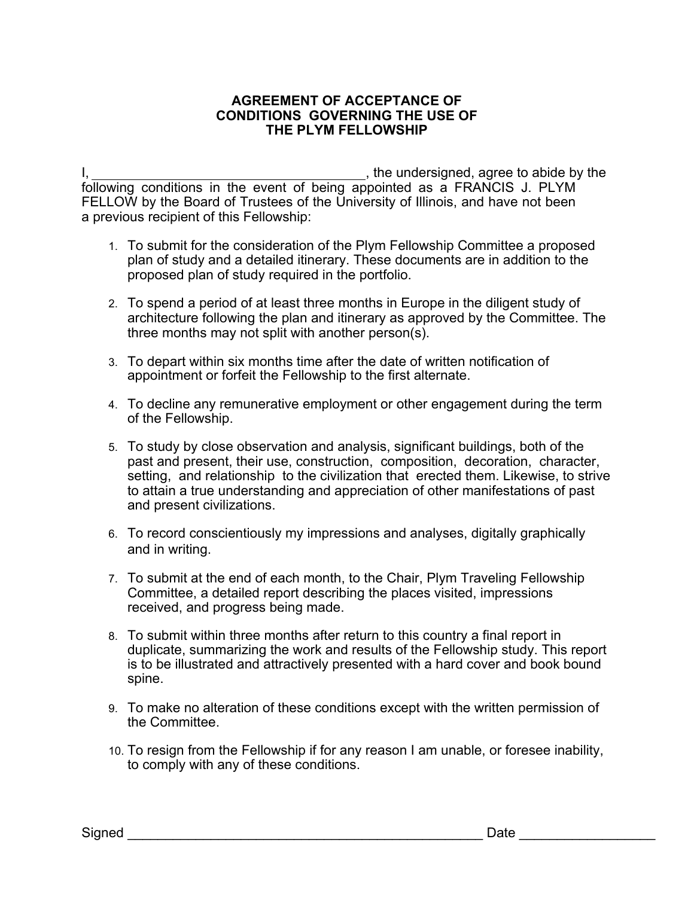# AGREEMENT OF ACCEPTANCE OF CONDITIONS GOVERNING THE USE OF THE PLYM FELLOWSHIP

I, ____________________________________, the undersigned, agree to abide by the following conditions in the event of being appointed as a FRANCIS J. PLYM FELLOW by the Board of Trustees of the University of Illinois, and have not been a previous recipient of this Fellowship:

1. To submit for the consideration of the Plym Fellowship Committee a proposed plan of study and a detailed itinerary. These documents are in addition to the proposed plan of study required in the portfolio.
2. To spend a period of at least three months in Europe in the diligent study of architecture following the plan and itinerary as approved by the Committee. The three months may not split with another person(s).
3. To depart within six months time after the date of written notification of appointment or forfeit the Fellowship to the first alternate.
4. To decline any remunerative employment or other engagement during the term of the Fellowship.
5. To study by close observation and analysis, significant buildings, both of the past and present, their use, construction, composition, decoration, character, setting, and relationship to the civilization that erected them. Likewise, to strive to attain a true understanding and appreciation of other manifestations of past and present civilizations.
6. To record conscientiously my impressions and analyses, digitally graphically and in writing.
7. To submit at the end of each month, to the Chair, Plym Traveling Fellowship Committee, a detailed report describing the places visited, impressions received, and progress being made.
8. To submit within three months after return to this country a final report in duplicate, summarizing the work and results of the Fellowship study. This report is to be illustrated and attractively presented with a hard cover and book bound spine.
9. To make no alteration of these conditions except with the written permission of the Committee.
10. To resign from the Fellowship if for any reason I am unable, or foresee inability, to comply with any of these conditions.

Signed ________________________________________________ Date __________________